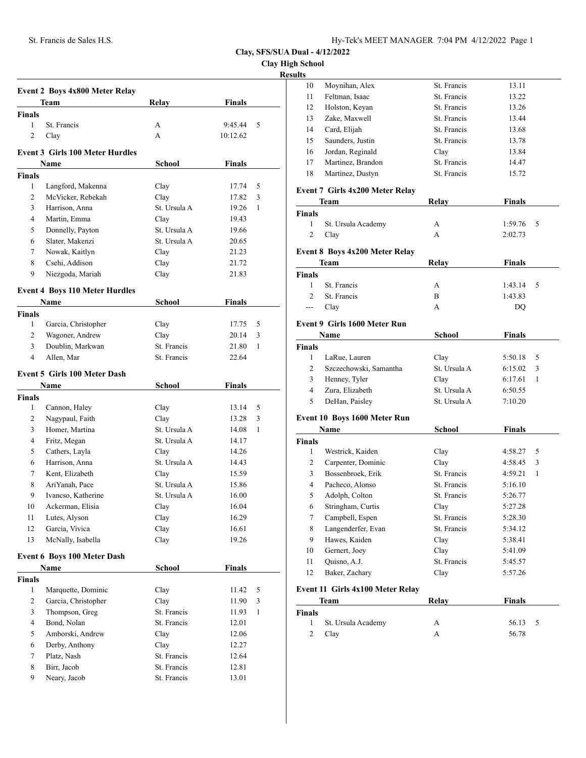# Clay, SFS/SUA Dual - 4/12/2022

## Clay High School

## Results

### Event 2 Boys 4x800 Meter Relay

| | Team | Relay | Finals | |
|---|---|---|---|---|
| **Finals** | | | | |
| 1 | St. Francis | A | 9:45.44 | 5 |
| 2 | Clay | A | 10:12.62 | |

### Event 3 Girls 100 Meter Hurdles

| | Name | School | Finals | |
|---|---|---|---|---|
| **Finals** | | | | |
| 1 | Langford, Makenna | Clay | 17.74 | 5 |
| 2 | McVicker, Rebekah | Clay | 17.82 | 3 |
| 3 | Harrison, Anna | St. Ursula A | 19.26 | 1 |
| 4 | Martin, Emma | Clay | 19.43 | |
| 5 | Donnelly, Payton | St. Ursula A | 19.66 | |
| 6 | Slater, Makenzi | St. Ursula A | 20.65 | |
| 7 | Nowak, Kaitlyn | Clay | 21.23 | |
| 8 | Csehi, Addison | Clay | 21.72 | |
| 9 | Niezgoda, Mariah | Clay | 21.83 | |

### Event 4 Boys 110 Meter Hurdles

| | Name | School | Finals | |
|---|---|---|---|---|
| **Finals** | | | | |
| 1 | Garcia, Christopher | Clay | 17.75 | 5 |
| 2 | Wagoner, Andrew | Clay | 20.14 | 3 |
| 3 | Doublin, Markwan | St. Francis | 21.80 | 1 |
| 4 | Allen, Mar | St. Francis | 22.64 | |

### Event 5 Girls 100 Meter Dash

| | Name | School | Finals | |
|---|---|---|---|---|
| **Finals** | | | | |
| 1 | Cannon, Haley | Clay | 13.14 | 5 |
| 2 | Nagypaul, Faith | Clay | 13.28 | 3 |
| 3 | Homer, Martina | St. Ursula A | 14.08 | 1 |
| 4 | Fritz, Megan | St. Ursula A | 14.17 | |
| 5 | Cathers, Layla | Clay | 14.26 | |
| 6 | Harrison, Anna | St. Ursula A | 14.43 | |
| 7 | Kent, Elizabeth | Clay | 15.59 | |
| 8 | AriYanah, Pace | St. Ursula A | 15.86 | |
| 9 | Ivancso, Katherine | St. Ursula A | 16.00 | |
| 10 | Ackerman, Elisia | Clay | 16.04 | |
| 11 | Lutes, Alyson | Clay | 16.29 | |
| 12 | Garcia, Vivica | Clay | 16.61 | |
| 13 | McNally, Isabella | Clay | 19.26 | |

### Event 6 Boys 100 Meter Dash

| | Name | School | Finals | |
|---|---|---|---|---|
| **Finals** | | | | |
| 1 | Marquette, Dominic | Clay | 11.42 | 5 |
| 2 | Garcia, Christopher | Clay | 11.90 | 3 |
| 3 | Thompson, Greg | St. Francis | 11.93 | 1 |
| 4 | Bond, Nolan | St. Francis | 12.01 | |
| 5 | Amborski, Andrew | Clay | 12.06 | |
| 6 | Derby, Anthony | Clay | 12.27 | |
| 7 | Platz, Nash | St. Francis | 12.64 | |
| 8 | Birr, Jacob | St. Francis | 12.81 | |
| 9 | Neary, Jacob | St. Francis | 13.01 | |
| 10 | Moynihan, Alex | St. Francis | 13.11 | |
| 11 | Feltman, Isaac | St. Francis | 13.22 | |
| 12 | Holston, Keyan | St. Francis | 13.26 | |
| 13 | Zake, Maxwell | St. Francis | 13.44 | |
| 14 | Card, Elijah | St. Francis | 13.68 | |
| 15 | Saunders, Justin | St. Francis | 13.78 | |
| 16 | Jordan, Reginald | Clay | 13.84 | |
| 17 | Martinez, Brandon | St. Francis | 14.47 | |
| 18 | Martinez, Dustyn | St. Francis | 15.72 | |

### Event 7 Girls 4x200 Meter Relay

| | Team | Relay | Finals | |
|---|---|---|---|---|
| **Finals** | | | | |
| 1 | St. Ursula Academy | A | 1:59.76 | 5 |
| 2 | Clay | A | 2:02.73 | |

### Event 8 Boys 4x200 Meter Relay

| | Team | Relay | Finals | |
|---|---|---|---|---|
| **Finals** | | | | |
| 1 | St. Francis | A | 1:43.14 | 5 |
| 2 | St. Francis | B | 1:43.83 | |
| --- | Clay | A | DQ | |

### Event 9 Girls 1600 Meter Run

| | Name | School | Finals | |
|---|---|---|---|---|
| **Finals** | | | | |
| 1 | LaRue, Lauren | Clay | 5:50.18 | 5 |
| 2 | Szczechowski, Samantha | St. Ursula A | 6:15.02 | 3 |
| 3 | Henney, Tyler | Clay | 6:17.61 | 1 |
| 4 | Zura, Elizabeth | St. Ursula A | 6:50.55 | |
| 5 | DeHan, Paisley | St. Ursula A | 7:10.20 | |

### Event 10 Boys 1600 Meter Run

| | Name | School | Finals | |
|---|---|---|---|---|
| **Finals** | | | | |
| 1 | Westrick, Kaiden | Clay | 4:58.27 | 5 |
| 2 | Carpenter, Dominic | Clay | 4:58.45 | 3 |
| 3 | Bossenbroek, Erik | St. Francis | 4:59.21 | 1 |
| 4 | Pacheco, Alonso | St. Francis | 5:16.10 | |
| 5 | Adolph, Colton | St. Francis | 5:26.77 | |
| 6 | Stringham, Curtis | Clay | 5:27.28 | |
| 7 | Campbell, Espen | St. Francis | 5:28.30 | |
| 8 | Langenderfer, Evan | St. Francis | 5:34.12 | |
| 9 | Hawes, Kaiden | Clay | 5:38.41 | |
| 10 | Gernert, Joey | Clay | 5:41.09 | |
| 11 | Quisno, A.J. | St. Francis | 5:45.57 | |
| 12 | Baker, Zachary | Clay | 5:57.26 | |

### Event 11 Girls 4x100 Meter Relay

| | Team | Relay | Finals | |
|---|---|---|---|---|
| **Finals** | | | | |
| 1 | St. Ursula Academy | A | 56.13 | 5 |
| 2 | Clay | A | 56.78 | |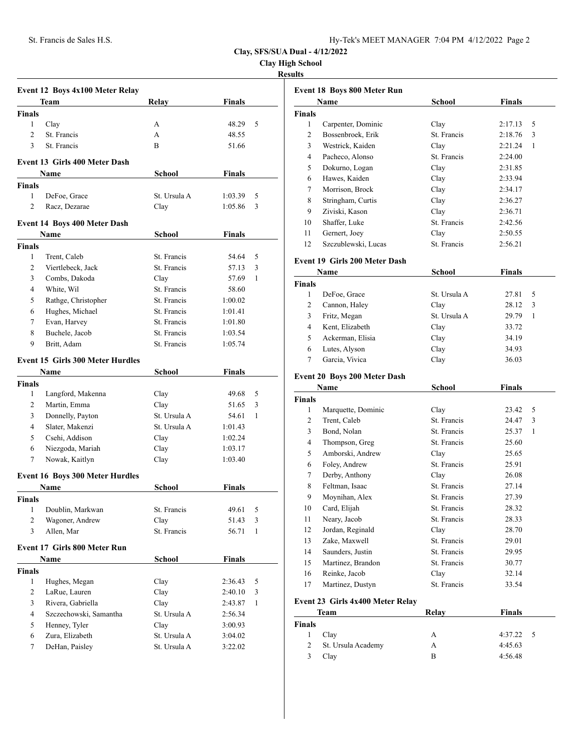## Clay, SFS/SUA Dual - 4/12/2022

### Clay High School

### Results

#### Event 12 Boys 4x100 Meter Relay

| | Team | Relay | Finals | |
|---|---|---|---|---|
| **Finals** | | | | |
| 1 | Clay | A | 48.29 | 5 |
| 2 | St. Francis | A | 48.55 | |
| 3 | St. Francis | B | 51.66 | |

#### Event 13 Girls 400 Meter Dash

| | Name | School | Finals | |
|---|---|---|---|---|
| **Finals** | | | | |
| 1 | DeFoe, Grace | St. Ursula A | 1:03.39 | 5 |
| 2 | Racz, Dezarae | Clay | 1:05.86 | 3 |

#### Event 14 Boys 400 Meter Dash

| | Name | School | Finals | |
|---|---|---|---|---|
| **Finals** | | | | |
| 1 | Trent, Caleb | St. Francis | 54.64 | 5 |
| 2 | Viertlebeck, Jack | St. Francis | 57.13 | 3 |
| 3 | Combs, Dakoda | Clay | 57.69 | 1 |
| 4 | White, Wil | St. Francis | 58.60 | |
| 5 | Rathge, Christopher | St. Francis | 1:00.02 | |
| 6 | Hughes, Michael | St. Francis | 1:01.41 | |
| 7 | Evan, Harvey | St. Francis | 1:01.80 | |
| 8 | Buchele, Jacob | St. Francis | 1:03.54 | |
| 9 | Britt, Adam | St. Francis | 1:05.74 | |

#### Event 15 Girls 300 Meter Hurdles

| | Name | School | Finals | |
|---|---|---|---|---|
| **Finals** | | | | |
| 1 | Langford, Makenna | Clay | 49.68 | 5 |
| 2 | Martin, Emma | Clay | 51.65 | 3 |
| 3 | Donnelly, Payton | St. Ursula A | 54.61 | 1 |
| 4 | Slater, Makenzi | St. Ursula A | 1:01.43 | |
| 5 | Csehi, Addison | Clay | 1:02.24 | |
| 6 | Niezgoda, Mariah | Clay | 1:03.17 | |
| 7 | Nowak, Kaitlyn | Clay | 1:03.40 | |

#### Event 16 Boys 300 Meter Hurdles

| | Name | School | Finals | |
|---|---|---|---|---|
| **Finals** | | | | |
| 1 | Doublin, Markwan | St. Francis | 49.61 | 5 |
| 2 | Wagoner, Andrew | Clay | 51.43 | 3 |
| 3 | Allen, Mar | St. Francis | 56.71 | 1 |

#### Event 17 Girls 800 Meter Run

| | Name | School | Finals | |
|---|---|---|---|---|
| **Finals** | | | | |
| 1 | Hughes, Megan | Clay | 2:36.43 | 5 |
| 2 | LaRue, Lauren | Clay | 2:40.10 | 3 |
| 3 | Rivera, Gabriella | Clay | 2:43.87 | 1 |
| 4 | Szczechowski, Samantha | St. Ursula A | 2:56.34 | |
| 5 | Henney, Tyler | Clay | 3:00.93 | |
| 6 | Zura, Elizabeth | St. Ursula A | 3:04.02 | |
| 7 | DeHan, Paisley | St. Ursula A | 3:22.02 | |

#### Event 18 Boys 800 Meter Run

| | Name | School | Finals | |
|---|---|---|---|---|
| **Finals** | | | | |
| 1 | Carpenter, Dominic | Clay | 2:17.13 | 5 |
| 2 | Bossenbroek, Erik | St. Francis | 2:18.76 | 3 |
| 3 | Westrick, Kaiden | Clay | 2:21.24 | 1 |
| 4 | Pacheco, Alonso | St. Francis | 2:24.00 | |
| 5 | Dokurno, Logan | Clay | 2:31.85 | |
| 6 | Hawes, Kaiden | Clay | 2:33.94 | |
| 7 | Morrison, Brock | Clay | 2:34.17 | |
| 8 | Stringham, Curtis | Clay | 2:36.27 | |
| 9 | Ziviski, Kason | Clay | 2:36.71 | |
| 10 | Shaffer, Luke | St. Francis | 2:42.56 | |
| 11 | Gernert, Joey | Clay | 2:50.55 | |
| 12 | Szczublewski, Lucas | St. Francis | 2:56.21 | |

#### Event 19 Girls 200 Meter Dash

| | Name | School | Finals | |
|---|---|---|---|---|
| **Finals** | | | | |
| 1 | DeFoe, Grace | St. Ursula A | 27.81 | 5 |
| 2 | Cannon, Haley | Clay | 28.12 | 3 |
| 3 | Fritz, Megan | St. Ursula A | 29.79 | 1 |
| 4 | Kent, Elizabeth | Clay | 33.72 | |
| 5 | Ackerman, Elisia | Clay | 34.19 | |
| 6 | Lutes, Alyson | Clay | 34.93 | |
| 7 | Garcia, Vivica | Clay | 36.03 | |

#### Event 20 Boys 200 Meter Dash

| | Name | School | Finals | |
|---|---|---|---|---|
| **Finals** | | | | |
| 1 | Marquette, Dominic | Clay | 23.42 | 5 |
| 2 | Trent, Caleb | St. Francis | 24.47 | 3 |
| 3 | Bond, Nolan | St. Francis | 25.37 | 1 |
| 4 | Thompson, Greg | St. Francis | 25.60 | |
| 5 | Amborski, Andrew | Clay | 25.65 | |
| 6 | Foley, Andrew | St. Francis | 25.91 | |
| 7 | Derby, Anthony | Clay | 26.08 | |
| 8 | Feltman, Isaac | St. Francis | 27.14 | |
| 9 | Moynihan, Alex | St. Francis | 27.39 | |
| 10 | Card, Elijah | St. Francis | 28.32 | |
| 11 | Neary, Jacob | St. Francis | 28.33 | |
| 12 | Jordan, Reginald | Clay | 28.70 | |
| 13 | Zake, Maxwell | St. Francis | 29.01 | |
| 14 | Saunders, Justin | St. Francis | 29.95 | |
| 15 | Martinez, Brandon | St. Francis | 30.77 | |
| 16 | Reinke, Jacob | Clay | 32.14 | |
| 17 | Martinez, Dustyn | St. Francis | 33.54 | |

#### Event 23 Girls 4x400 Meter Relay

| | Team | Relay | Finals | |
|---|---|---|---|---|
| **Finals** | | | | |
| 1 | Clay | A | 4:37.22 | 5 |
| 2 | St. Ursula Academy | A | 4:45.63 | |
| 3 | Clay | B | 4:56.48 | |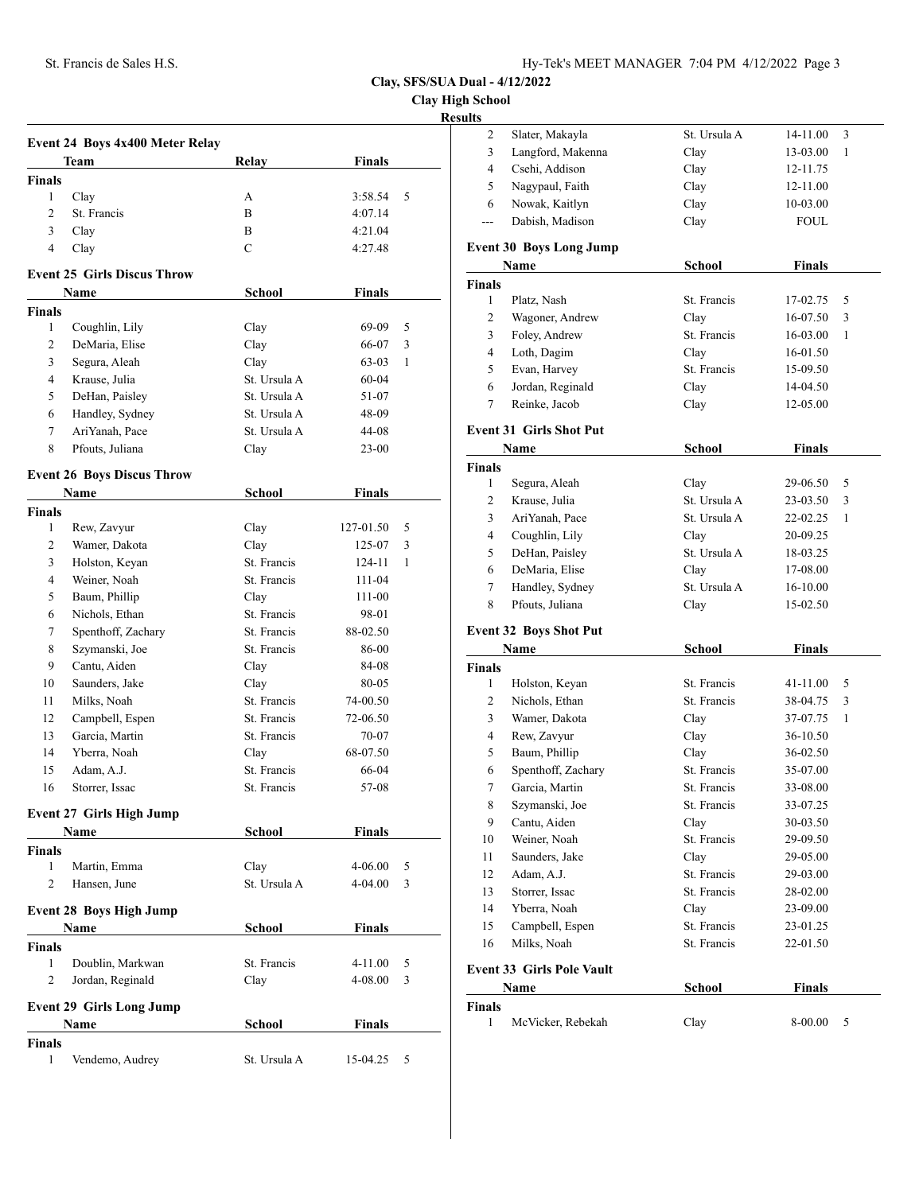**Clay, SFS/SUA Dual - 4/12/2022**

**Clay High School**

**Results**

### Event 24 Boys 4x400 Meter Relay

| | Team | Relay | Finals | |
|---|---|---|---|---|
| **Finals** | | | | |
| 1 | Clay | A | 3:58.54 | 5 |
| 2 | St. Francis | B | 4:07.14 | |
| 3 | Clay | B | 4:21.04 | |
| 4 | Clay | C | 4:27.48 | |

### Event 25 Girls Discus Throw

| | Name | School | Finals | |
|---|---|---|---|---|
| **Finals** | | | | |
| 1 | Coughlin, Lily | Clay | 69-09 | 5 |
| 2 | DeMaria, Elise | Clay | 66-07 | 3 |
| 3 | Segura, Aleah | Clay | 63-03 | 1 |
| 4 | Krause, Julia | St. Ursula A | 60-04 | |
| 5 | DeHan, Paisley | St. Ursula A | 51-07 | |
| 6 | Handley, Sydney | St. Ursula A | 48-09 | |
| 7 | AriYanah, Pace | St. Ursula A | 44-08 | |
| 8 | Pfouts, Juliana | Clay | 23-00 | |

### Event 26 Boys Discus Throw

| | Name | School | Finals | |
|---|---|---|---|---|
| **Finals** | | | | |
| 1 | Rew, Zavyur | Clay | 127-01.50 | 5 |
| 2 | Wamer, Dakota | Clay | 125-07 | 3 |
| 3 | Holston, Keyan | St. Francis | 124-11 | 1 |
| 4 | Weiner, Noah | St. Francis | 111-04 | |
| 5 | Baum, Phillip | Clay | 111-00 | |
| 6 | Nichols, Ethan | St. Francis | 98-01 | |
| 7 | Spenthoff, Zachary | St. Francis | 88-02.50 | |
| 8 | Szymanski, Joe | St. Francis | 86-00 | |
| 9 | Cantu, Aiden | Clay | 84-08 | |
| 10 | Saunders, Jake | Clay | 80-05 | |
| 11 | Milks, Noah | St. Francis | 74-00.50 | |
| 12 | Campbell, Espen | St. Francis | 72-06.50 | |
| 13 | Garcia, Martin | St. Francis | 70-07 | |
| 14 | Yberra, Noah | Clay | 68-07.50 | |
| 15 | Adam, A.J. | St. Francis | 66-04 | |
| 16 | Storrer, Issac | St. Francis | 57-08 | |

### Event 27 Girls High Jump

| | Name | School | Finals | |
|---|---|---|---|---|
| **Finals** | | | | |
| 1 | Martin, Emma | Clay | 4-06.00 | 5 |
| 2 | Hansen, June | St. Ursula A | 4-04.00 | 3 |

### Event 28 Boys High Jump

| | Name | School | Finals | |
|---|---|---|---|---|
| **Finals** | | | | |
| 1 | Doublin, Markwan | St. Francis | 4-11.00 | 5 |
| 2 | Jordan, Reginald | Clay | 4-08.00 | 3 |

### Event 29 Girls Long Jump

| | Name | School | Finals | |
|---|---|---|---|---|
| **Finals** | | | | |
| 1 | Vendemo, Audrey | St. Ursula A | 15-04.25 | 5 |
| 2 | Slater, Makayla | St. Ursula A | 14-11.00 | 3 |
| 3 | Langford, Makenna | Clay | 13-03.00 | 1 |
| 4 | Csehi, Addison | Clay | 12-11.75 | |
| 5 | Nagypaul, Faith | Clay | 12-11.00 | |
| 6 | Nowak, Kaitlyn | Clay | 10-03.00 | |
| --- | Dabish, Madison | Clay | FOUL | |

### Event 30 Boys Long Jump

| | Name | School | Finals | |
|---|---|---|---|---|
| **Finals** | | | | |
| 1 | Platz, Nash | St. Francis | 17-02.75 | 5 |
| 2 | Wagoner, Andrew | Clay | 16-07.50 | 3 |
| 3 | Foley, Andrew | St. Francis | 16-03.00 | 1 |
| 4 | Loth, Dagim | Clay | 16-01.50 | |
| 5 | Evan, Harvey | St. Francis | 15-09.50 | |
| 6 | Jordan, Reginald | Clay | 14-04.50 | |
| 7 | Reinke, Jacob | Clay | 12-05.00 | |

### Event 31 Girls Shot Put

| | Name | School | Finals | |
|---|---|---|---|---|
| **Finals** | | | | |
| 1 | Segura, Aleah | Clay | 29-06.50 | 5 |
| 2 | Krause, Julia | St. Ursula A | 23-03.50 | 3 |
| 3 | AriYanah, Pace | St. Ursula A | 22-02.25 | 1 |
| 4 | Coughlin, Lily | Clay | 20-09.25 | |
| 5 | DeHan, Paisley | St. Ursula A | 18-03.25 | |
| 6 | DeMaria, Elise | Clay | 17-08.00 | |
| 7 | Handley, Sydney | St. Ursula A | 16-10.00 | |
| 8 | Pfouts, Juliana | Clay | 15-02.50 | |

### Event 32 Boys Shot Put

| | Name | School | Finals | |
|---|---|---|---|---|
| **Finals** | | | | |
| 1 | Holston, Keyan | St. Francis | 41-11.00 | 5 |
| 2 | Nichols, Ethan | St. Francis | 38-04.75 | 3 |
| 3 | Wamer, Dakota | Clay | 37-07.75 | 1 |
| 4 | Rew, Zavyur | Clay | 36-10.50 | |
| 5 | Baum, Phillip | Clay | 36-02.50 | |
| 6 | Spenthoff, Zachary | St. Francis | 35-07.00 | |
| 7 | Garcia, Martin | St. Francis | 33-08.00 | |
| 8 | Szymanski, Joe | St. Francis | 33-07.25 | |
| 9 | Cantu, Aiden | Clay | 30-03.50 | |
| 10 | Weiner, Noah | St. Francis | 29-09.50 | |
| 11 | Saunders, Jake | Clay | 29-05.00 | |
| 12 | Adam, A.J. | St. Francis | 29-03.00 | |
| 13 | Storrer, Issac | St. Francis | 28-02.00 | |
| 14 | Yberra, Noah | Clay | 23-09.00 | |
| 15 | Campbell, Espen | St. Francis | 23-01.25 | |
| 16 | Milks, Noah | St. Francis | 22-01.50 | |

### Event 33 Girls Pole Vault

| | Name | School | Finals | |
|---|---|---|---|---|
| **Finals** | | | | |
| 1 | McVicker, Rebekah | Clay | 8-00.00 | 5 |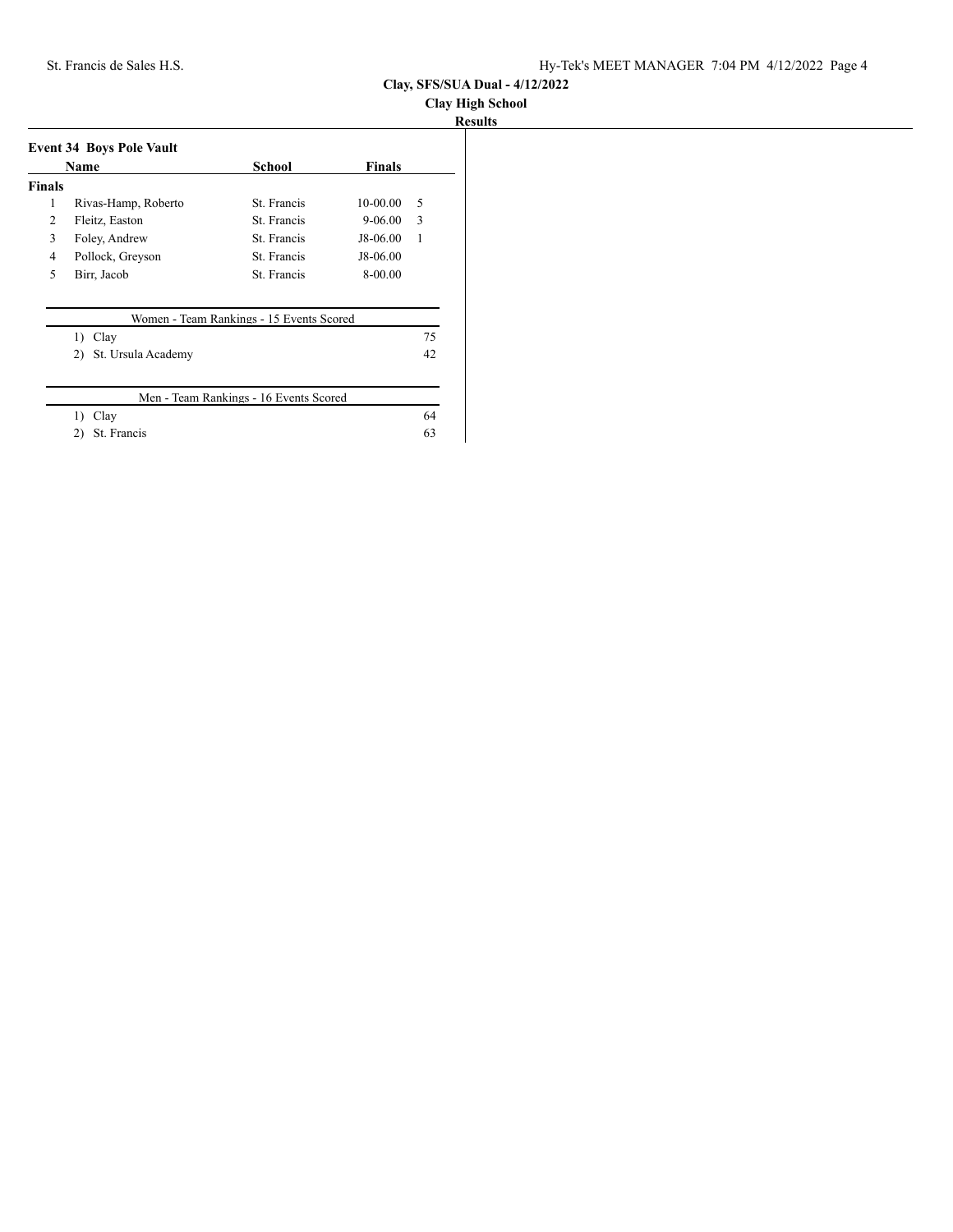Clay, SFS/SUA Dual - 4/12/2022

Clay High School

Results

### Event 34 Boys Pole Vault

| | Name | School | Finals | |
|---|---|---|---|---|
| **Finals** | | | | |
| 1 | Rivas-Hamp, Roberto | St. Francis | 10-00.00 | 5 |
| 2 | Fleitz, Easton | St. Francis | 9-06.00 | 3 |
| 3 | Foley, Andrew | St. Francis | J8-06.00 | 1 |
| 4 | Pollock, Greyson | St. Francis | J8-06.00 | |
| 5 | Birr, Jacob | St. Francis | 8-00.00 | |

| Women - Team Rankings - 15 Events Scored | |
|---|---|
| 1) Clay | 75 |
| 2) St. Ursula Academy | 42 |

| Men - Team Rankings - 16 Events Scored | |
|---|---|
| 1) Clay | 64 |
| 2) St. Francis | 63 |